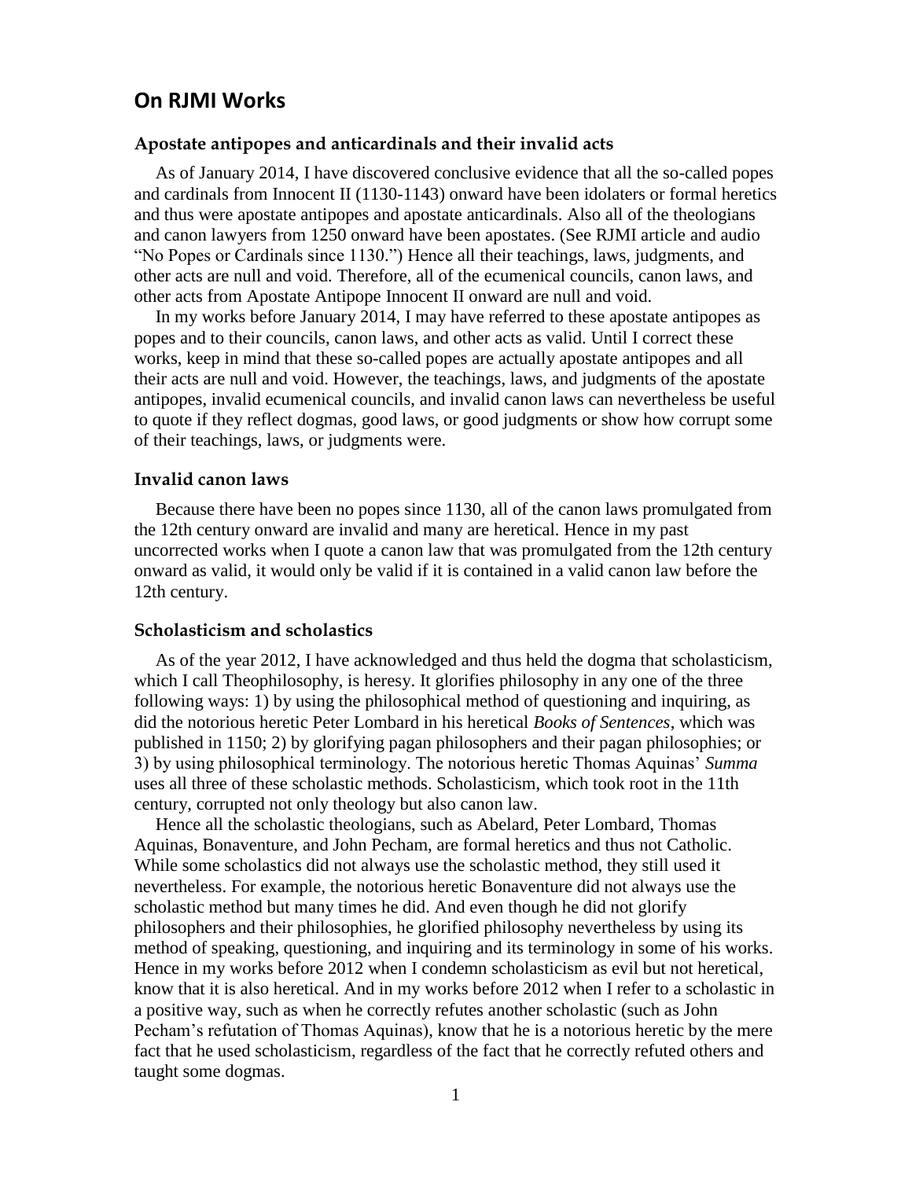## On RJMI Works

### Apostate antipopes and anticardinals and their invalid acts

As of January 2014, I have discovered conclusive evidence that all the so-called popes and cardinals from Innocent II (1130-1143) onward have been idolaters or formal heretics and thus were apostate antipopes and apostate anticardinals. Also all of the theologians and canon lawyers from 1250 onward have been apostates. (See RJMI article and audio "No Popes or Cardinals since 1130.") Hence all their teachings, laws, judgments, and other acts are null and void. Therefore, all of the ecumenical councils, canon laws, and other acts from Apostate Antipope Innocent II onward are null and void.

In my works before January 2014, I may have referred to these apostate antipopes as popes and to their councils, canon laws, and other acts as valid. Until I correct these works, keep in mind that these so-called popes are actually apostate antipopes and all their acts are null and void. However, the teachings, laws, and judgments of the apostate antipopes, invalid ecumenical councils, and invalid canon laws can nevertheless be useful to quote if they reflect dogmas, good laws, or good judgments or show how corrupt some of their teachings, laws, or judgments were.

### Invalid canon laws

Because there have been no popes since 1130, all of the canon laws promulgated from the 12th century onward are invalid and many are heretical. Hence in my past uncorrected works when I quote a canon law that was promulgated from the 12th century onward as valid, it would only be valid if it is contained in a valid canon law before the 12th century.

### Scholasticism and scholastics

As of the year 2012, I have acknowledged and thus held the dogma that scholasticism, which I call Theophilosophy, is heresy. It glorifies philosophy in any one of the three following ways: 1) by using the philosophical method of questioning and inquiring, as did the notorious heretic Peter Lombard in his heretical *Books of Sentences*, which was published in 1150; 2) by glorifying pagan philosophers and their pagan philosophies; or 3) by using philosophical terminology. The notorious heretic Thomas Aquinas' *Summa* uses all three of these scholastic methods. Scholasticism, which took root in the 11th century, corrupted not only theology but also canon law.

Hence all the scholastic theologians, such as Abelard, Peter Lombard, Thomas Aquinas, Bonaventure, and John Pecham, are formal heretics and thus not Catholic. While some scholastics did not always use the scholastic method, they still used it nevertheless. For example, the notorious heretic Bonaventure did not always use the scholastic method but many times he did. And even though he did not glorify philosophers and their philosophies, he glorified philosophy nevertheless by using its method of speaking, questioning, and inquiring and its terminology in some of his works. Hence in my works before 2012 when I condemn scholasticism as evil but not heretical, know that it is also heretical. And in my works before 2012 when I refer to a scholastic in a positive way, such as when he correctly refutes another scholastic (such as John Pecham's refutation of Thomas Aquinas), know that he is a notorious heretic by the mere fact that he used scholasticism, regardless of the fact that he correctly refuted others and taught some dogmas.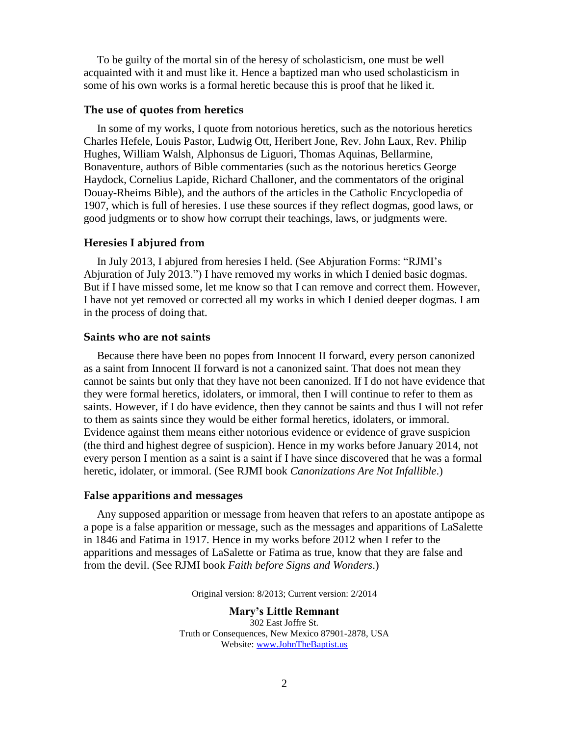To be guilty of the mortal sin of the heresy of scholasticism, one must be well acquainted with it and must like it. Hence a baptized man who used scholasticism in some of his own works is a formal heretic because this is proof that he liked it.

### The use of quotes from heretics

In some of my works, I quote from notorious heretics, such as the notorious heretics Charles Hefele, Louis Pastor, Ludwig Ott, Heribert Jone, Rev. John Laux, Rev. Philip Hughes, William Walsh, Alphonsus de Liguori, Thomas Aquinas, Bellarmine, Bonaventure, authors of Bible commentaries (such as the notorious heretics George Haydock, Cornelius Lapide, Richard Challoner, and the commentators of the original Douay-Rheims Bible), and the authors of the articles in the Catholic Encyclopedia of 1907, which is full of heresies. I use these sources if they reflect dogmas, good laws, or good judgments or to show how corrupt their teachings, laws, or judgments were.

### Heresies I abjured from

In July 2013, I abjured from heresies I held. (See Abjuration Forms: "RJMI's Abjuration of July 2013.") I have removed my works in which I denied basic dogmas. But if I have missed some, let me know so that I can remove and correct them. However, I have not yet removed or corrected all my works in which I denied deeper dogmas. I am in the process of doing that.

### Saints who are not saints

Because there have been no popes from Innocent II forward, every person canonized as a saint from Innocent II forward is not a canonized saint. That does not mean they cannot be saints but only that they have not been canonized. If I do not have evidence that they were formal heretics, idolaters, or immoral, then I will continue to refer to them as saints. However, if I do have evidence, then they cannot be saints and thus I will not refer to them as saints since they would be either formal heretics, idolaters, or immoral. Evidence against them means either notorious evidence or evidence of grave suspicion (the third and highest degree of suspicion). Hence in my works before January 2014, not every person I mention as a saint is a saint if I have since discovered that he was a formal heretic, idolater, or immoral. (See RJMI book *Canonizations Are Not Infallible*.)

### False apparitions and messages

Any supposed apparition or message from heaven that refers to an apostate antipope as a pope is a false apparition or message, such as the messages and apparitions of LaSalette in 1846 and Fatima in 1917. Hence in my works before 2012 when I refer to the apparitions and messages of LaSalette or Fatima as true, know that they are false and from the devil. (See RJMI book *Faith before Signs and Wonders*.)

Original version: 8/2013; Current version: 2/2014

**Mary's Little Remnant**
302 East Joffre St.
Truth or Consequences, New Mexico 87901-2878, USA
Website: www.JohnTheBaptist.us